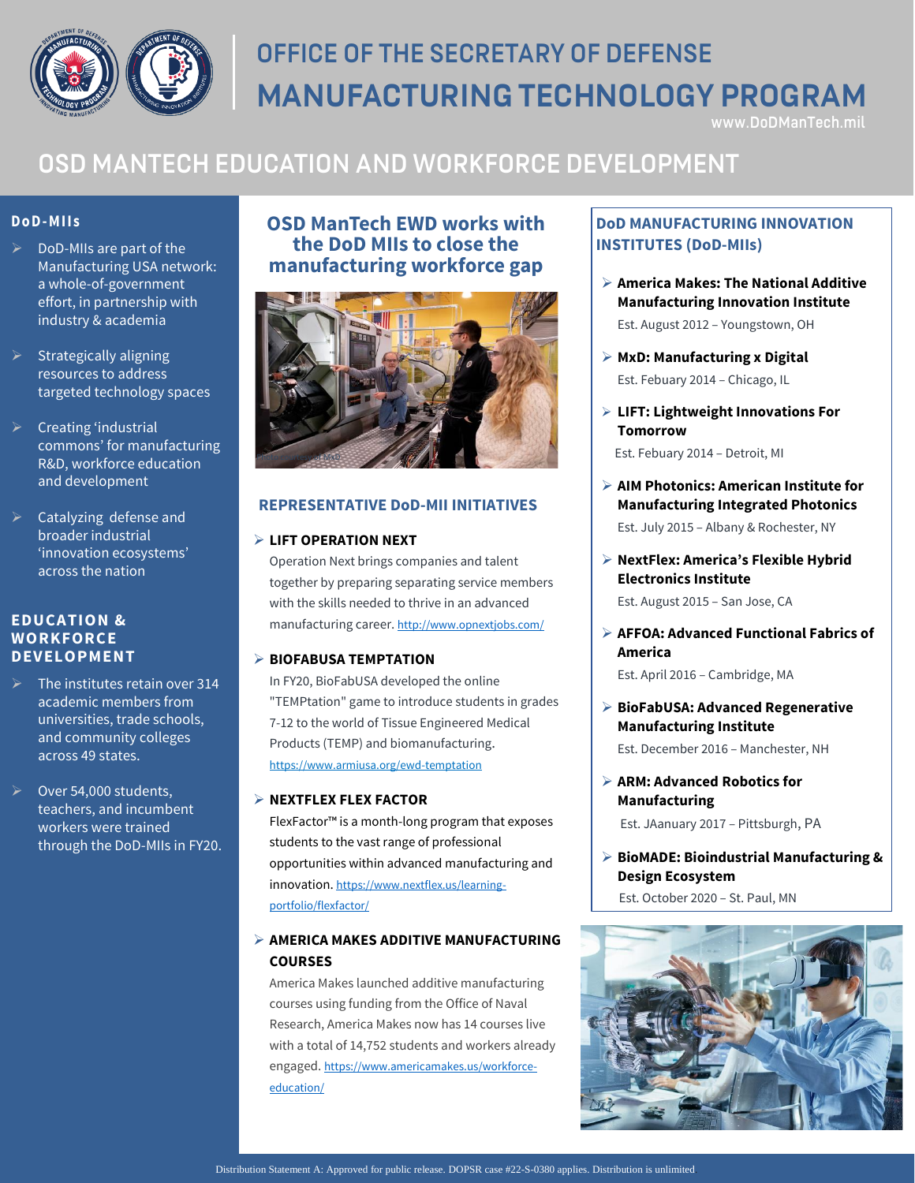# OFFICE OF THE SECRETARY OF DEFENSE MANUFACTURING TECHNOLOGY PROGRAM

www.DoDManTech.mil

## OSD MANTECH EDUCATION AND WORKFORCE DEVELOPMENT

### DoD-MIIs

- DoD-MIIs are part of the Manufacturing USA network: a whole-of-government effort, in partnership with industry & academia
- Strategically aligning resources to address targeted technology spaces
- Creating 'industrial commons' for manufacturing R&D, workforce education and development
- Catalyzing defense and broader industrial 'innovation ecosystems' across the nation

### EDUCATION & WORKFORCE DEVELOPMENT

- The institutes retain over 314 academic members from universities, trade schools, and community colleges across 49 states.
- Over 54,000 students, teachers, and incumbent workers were trained through the DoD-MIIs in FY20.

### OSD ManTech EWD works with the DoD MIIs to close the manufacturing workforce gap

### REPRESENTATIVE DoD-MII INITIATIVES

- **LIFT OPERATION NEXT**
  Operation Next brings companies and talent together by preparing separating service members with the skills needed to thrive in an advanced manufacturing career. http://www.opnextjobs.com/

- **BIOFABUSA TEMPTATION**
  In FY20, BioFabUSA developed the online "TEMPtation" game to introduce students in grades 7-12 to the world of Tissue Engineered Medical Products (TEMP) and biomanufacturing. https://www.armiusa.org/ewd-temptation

- **NEXTFLEX FLEX FACTOR**
  FlexFactor™ is a month-long program that exposes students to the vast range of professional opportunities within advanced manufacturing and innovation. https://www.nextflex.us/learning-portfolio/flexfactor/

- **AMERICA MAKES ADDITIVE MANUFACTURING COURSES**
  America Makes launched additive manufacturing courses using funding from the Office of Naval Research, America Makes now has 14 courses live with a total of 14,752 students and workers already engaged. https://www.americamakes.us/workforce-education/

### DoD MANUFACTURING INNOVATION INSTITUTES (DoD-MIIs)

- **America Makes: The National Additive Manufacturing Innovation Institute**
  Est. August 2012 – Youngstown, OH
- **MxD: Manufacturing x Digital**
  Est. Febuary 2014 – Chicago, IL
- **LIFT: Lightweight Innovations For Tomorrow**
  Est. Febuary 2014 – Detroit, MI
- **AIM Photonics: American Institute for Manufacturing Integrated Photonics**
  Est. July 2015 – Albany & Rochester, NY
- **NextFlex: America's Flexible Hybrid Electronics Institute**
  Est. August 2015 – San Jose, CA
- **AFFOA: Advanced Functional Fabrics of America**
  Est. April 2016 – Cambridge, MA
- **BioFabUSA: Advanced Regenerative Manufacturing Institute**
  Est. December 2016 – Manchester, NH
- **ARM: Advanced Robotics for Manufacturing**
  Est. JAanuary 2017 – Pittsburgh, PA
- **BioMADE: Bioindustrial Manufacturing & Design Ecosystem**
  Est. October 2020 – St. Paul, MN

Distribution Statement A: Approved for public release. DOPSR case #22-S-0380 applies. Distribution is unlimited.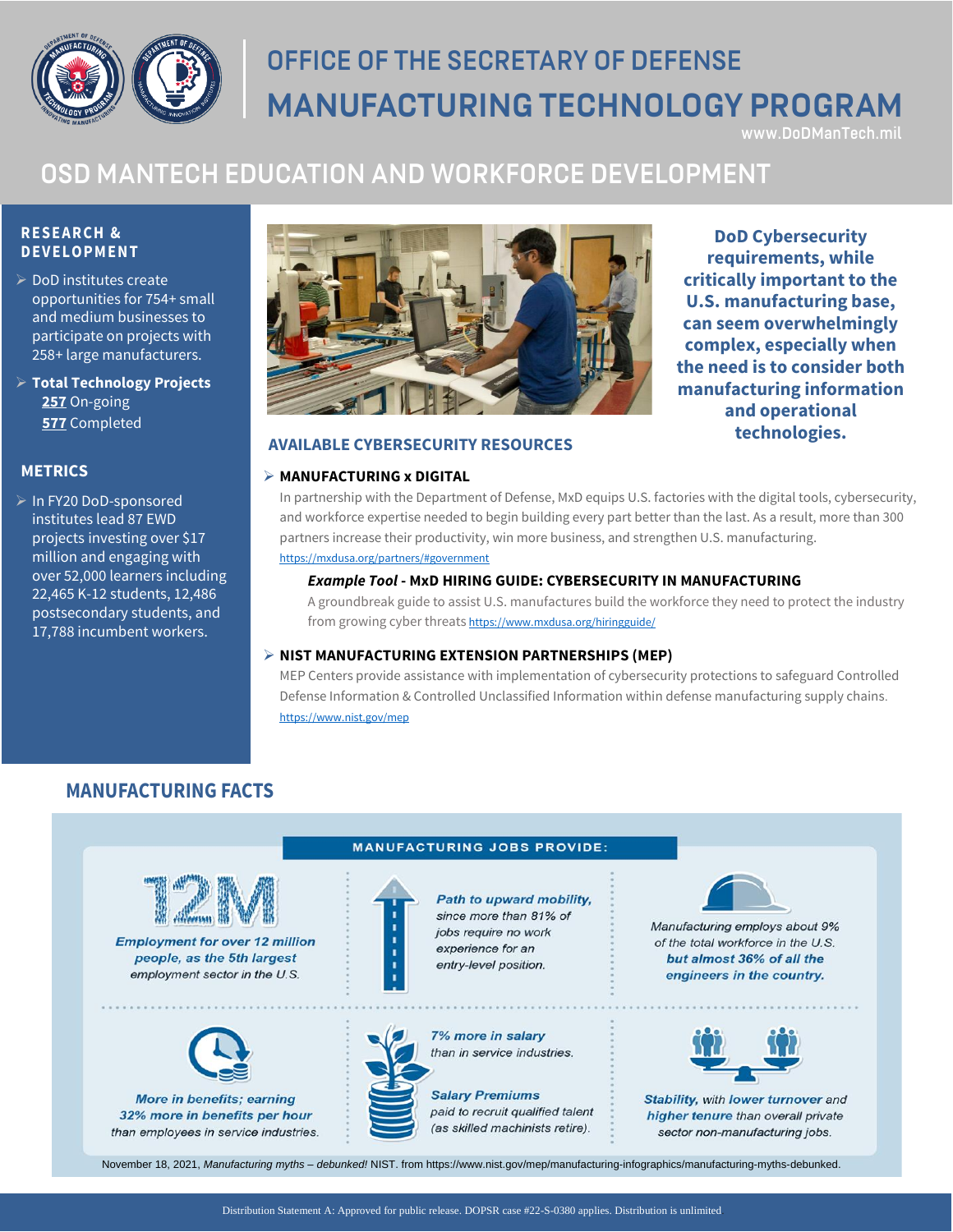# OFFICE OF THE SECRETARY OF DEFENSE
# MANUFACTURING TECHNOLOGY PROGRAM

www.DoDManTech.mil

## OSD MANTECH EDUCATION AND WORKFORCE DEVELOPMENT

### RESEARCH & DEVELOPMENT

- DoD institutes create opportunities for 754+ small and medium businesses to participate on projects with 258+ large manufacturers.
- **Total Technology Projects**
  **257** On-going
  **577** Completed

### METRICS

- In FY20 DoD-sponsored institutes lead 87 EWD projects investing over $17 million and engaging with over 52,000 learners including 22,465 K-12 students, 12,486 postsecondary students, and 17,788 incumbent workers.

**DoD Cybersecurity requirements, while critically important to the U.S. manufacturing base, can seem overwhelmingly complex, especially when the need is to consider both manufacturing information and operational technologies.**

### AVAILABLE CYBERSECURITY RESOURCES

- **MANUFACTURING x DIGITAL**

  In partnership with the Department of Defense, MxD equips U.S. factories with the digital tools, cybersecurity, and workforce expertise needed to begin building every part better than the last. As a result, more than 300 partners increase their productivity, win more business, and strengthen U.S. manufacturing.
  https://mxdusa.org/partners/#government

  ***Example Tool* - MxD HIRING GUIDE: CYBERSECURITY IN MANUFACTURING**

  A groundbreak guide to assist U.S. manufactures build the workforce they need to protect the industry from growing cyber threats https://www.mxdusa.org/hiringguide/

- **NIST MANUFACTURING EXTENSION PARTNERSHIPS (MEP)**

  MEP Centers provide assistance with implementation of cybersecurity protections to safeguard Controlled Defense Information & Controlled Unclassified Information within defense manufacturing supply chains.
  https://www.nist.gov/mep

## MANUFACTURING FACTS

**MANUFACTURING JOBS PROVIDE:**

12M

***Employment for over 12 million people, as the 5th largest*** *employment sector in the U.S.*

***Path to upward mobility,*** *since more than 81% of jobs require no work experience for an entry-level position.*

*Manufacturing employs about 9% of the total workforce in the U.S.* ***but almost 36% of all the engineers in the country.***

***More in benefits; earning 32% more in benefits per hour*** *than employees in service industries.*

***7% more in salary*** *than in service industries.*

***Salary Premiums*** *paid to recruit qualified talent (as skilled machinists retire).*

***Stability,*** *with* ***lower turnover*** *and* ***higher tenure*** *than overall private sector non-manufacturing jobs.*

November 18, 2021, *Manufacturing myths – debunked!* NIST. from https://www.nist.gov/mep/manufacturing-infographics/manufacturing-myths-debunked.

Distribution Statement A: Approved for public release. DOPSR case #22-S-0380 applies. Distribution is unlimited